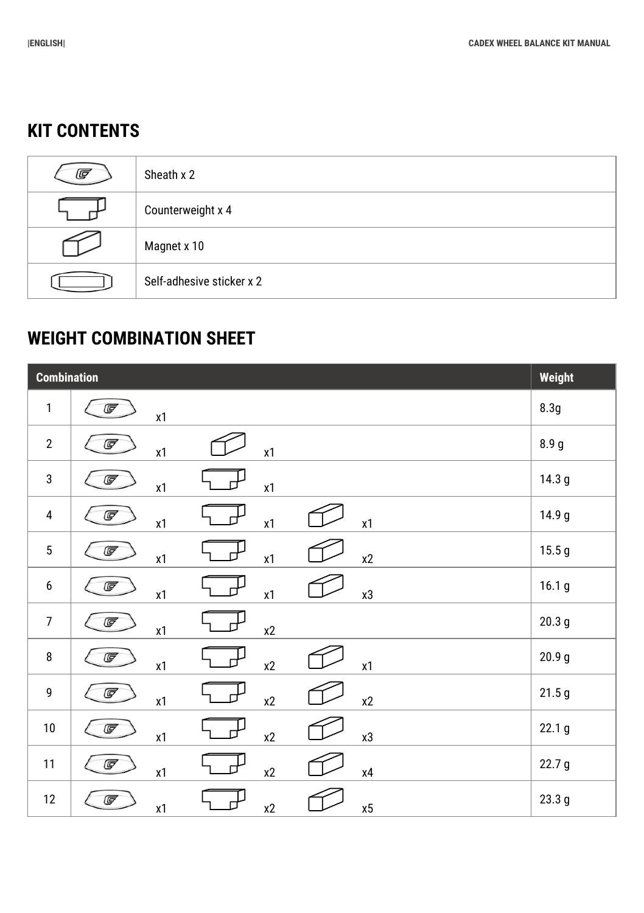## KIT CONTENTS

| | |
|---|---|
| | Sheath x 2 |
| | Counterweight x 4 |
| | Magnet x 10 |
| | Self-adhesive sticker x 2 |

## WEIGHT COMBINATION SHEET

| Combination | | | | Weight |
|---|---|---|---|---|
| 1 | x1 | | | 8.3g |
| 2 | x1 | x1 | | 8.9 g |
| 3 | x1 | x1 | | 14.3 g |
| 4 | x1 | x1 | x1 | 14.9 g |
| 5 | x1 | x1 | x2 | 15.5 g |
| 6 | x1 | x1 | x3 | 16.1 g |
| 7 | x1 | x2 | | 20.3 g |
| 8 | x1 | x2 | x1 | 20.9 g |
| 9 | x1 | x2 | x2 | 21.5 g |
| 10 | x1 | x2 | x3 | 22.1 g |
| 11 | x1 | x2 | x4 | 22.7 g |
| 12 | x1 | x2 | x5 | 23.3 g |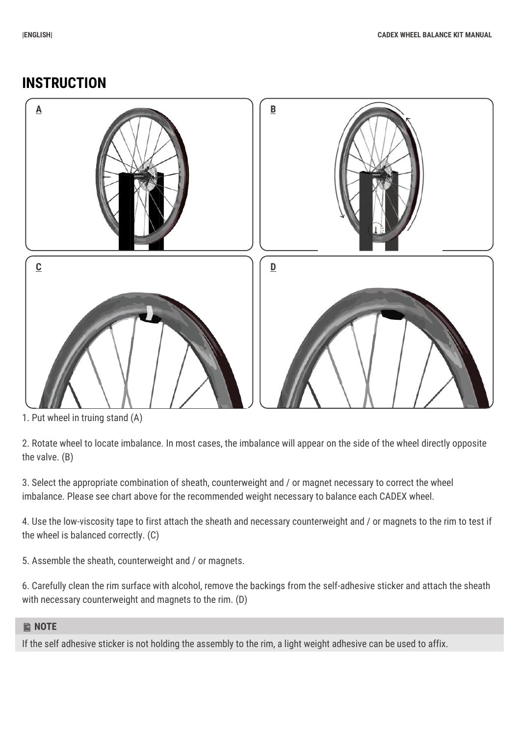## INSTRUCTION

A

B

C

D

1. Put wheel in truing stand (A)

2. Rotate wheel to locate imbalance. In most cases, the imbalance will appear on the side of the wheel directly opposite the valve. (B)

3. Select the appropriate combination of sheath, counterweight and / or magnet necessary to correct the wheel imbalance. Please see chart above for the recommended weight necessary to balance each CADEX wheel.

4. Use the low-viscosity tape to first attach the sheath and necessary counterweight and / or magnets to the rim to test if the wheel is balanced correctly. (C)

5. Assemble the sheath, counterweight and / or magnets.

6. Carefully clean the rim surface with alcohol, remove the backings from the self-adhesive sticker and attach the sheath with necessary counterweight and magnets to the rim. (D)

**NOTE**

If the self adhesive sticker is not holding the assembly to the rim, a light weight adhesive can be used to affix.